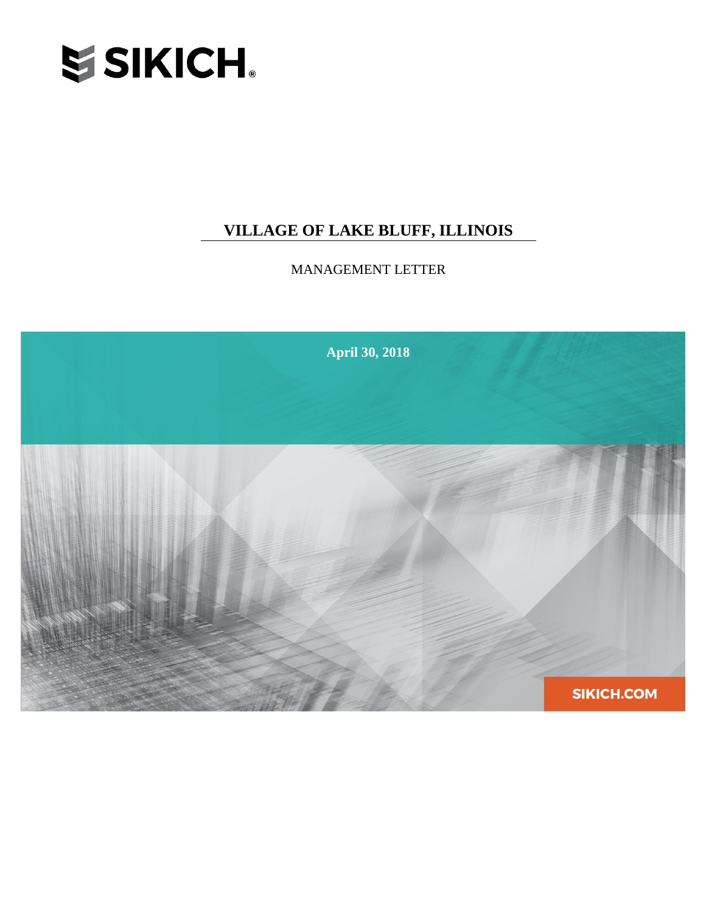SIKICH.

# VILLAGE OF LAKE BLUFF, ILLINOIS

MANAGEMENT LETTER

**April 30, 2018**

SIKICH.COM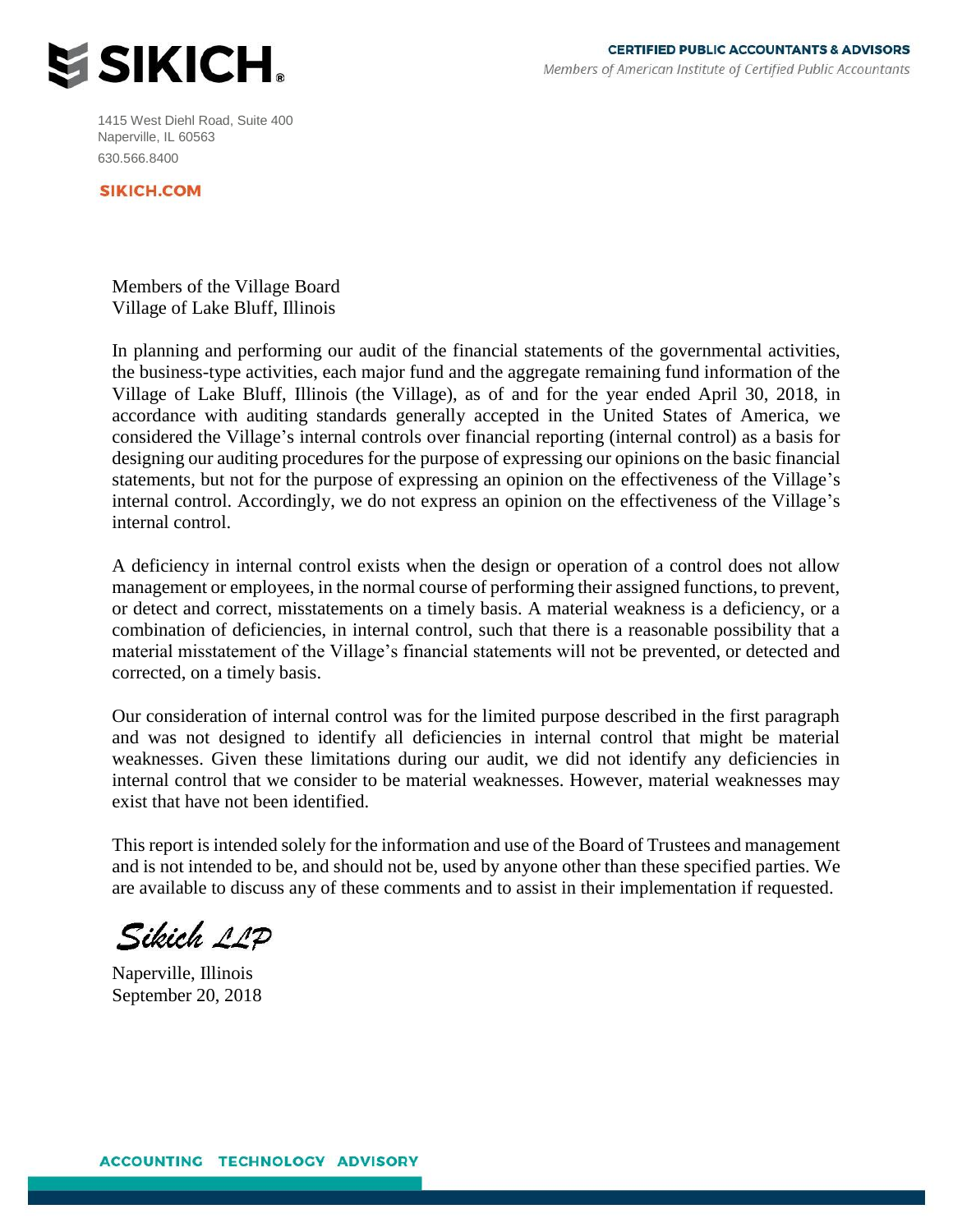SIKICH.

CERTIFIED PUBLIC ACCOUNTANTS & ADVISORS
*Members of American Institute of Certified Public Accountants*

1415 West Diehl Road, Suite 400
Naperville, IL 60563
630.566.8400

SIKICH.COM

Members of the Village Board
Village of Lake Bluff, Illinois

In planning and performing our audit of the financial statements of the governmental activities, the business-type activities, each major fund and the aggregate remaining fund information of the Village of Lake Bluff, Illinois (the Village), as of and for the year ended April 30, 2018, in accordance with auditing standards generally accepted in the United States of America, we considered the Village's internal controls over financial reporting (internal control) as a basis for designing our auditing procedures for the purpose of expressing our opinions on the basic financial statements, but not for the purpose of expressing an opinion on the effectiveness of the Village's internal control. Accordingly, we do not express an opinion on the effectiveness of the Village's internal control.

A deficiency in internal control exists when the design or operation of a control does not allow management or employees, in the normal course of performing their assigned functions, to prevent, or detect and correct, misstatements on a timely basis. A material weakness is a deficiency, or a combination of deficiencies, in internal control, such that there is a reasonable possibility that a material misstatement of the Village's financial statements will not be prevented, or detected and corrected, on a timely basis.

Our consideration of internal control was for the limited purpose described in the first paragraph and was not designed to identify all deficiencies in internal control that might be material weaknesses. Given these limitations during our audit, we did not identify any deficiencies in internal control that we consider to be material weaknesses. However, material weaknesses may exist that have not been identified.

This report is intended solely for the information and use of the Board of Trustees and management and is not intended to be, and should not be, used by anyone other than these specified parties. We are available to discuss any of these comments and to assist in their implementation if requested.

*Sikich LLP*

Naperville, Illinois
September 20, 2018

ACCOUNTING TECHNOLOGY ADVISORY